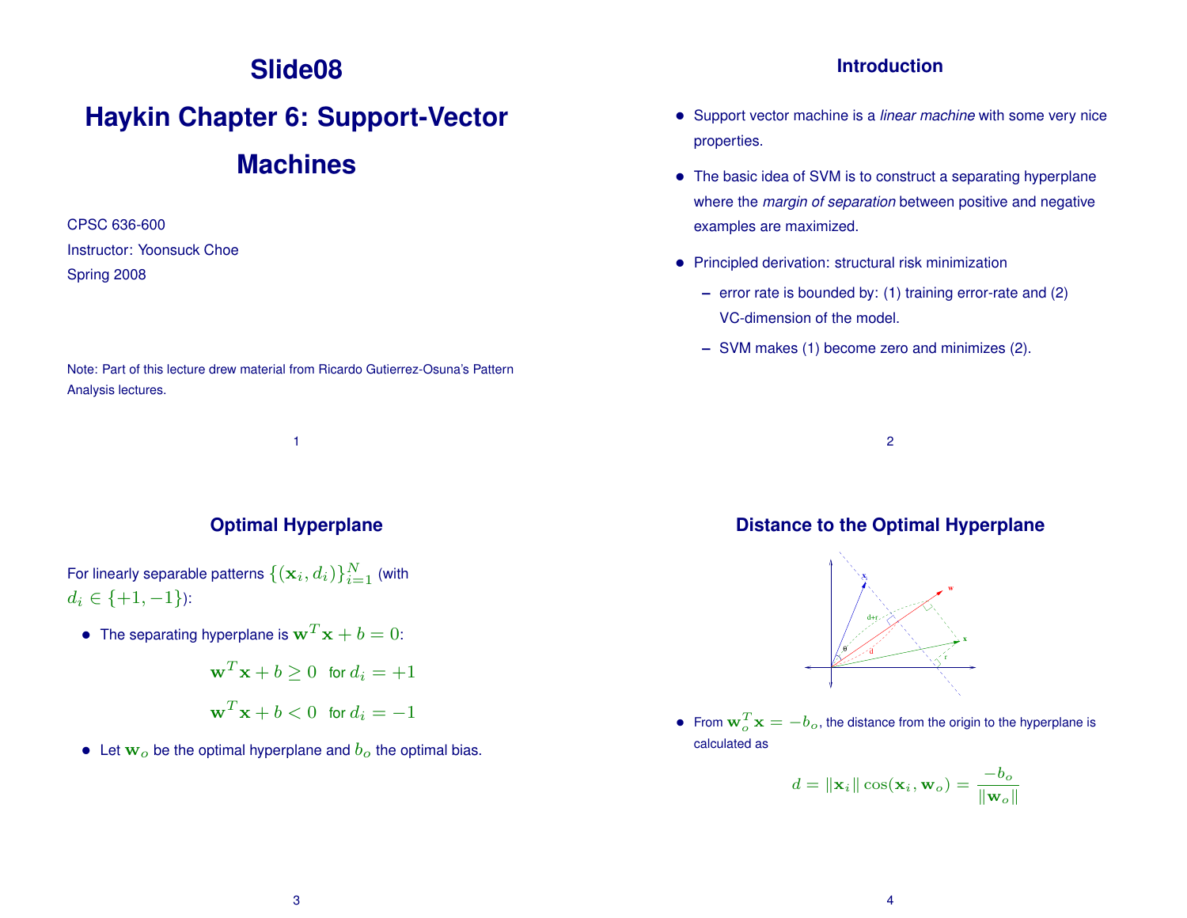# Slide08

# Haykin Chapter 6: Support-Vector Machines

CPSC 636-600

Instructor: Yoonsuck Choe

Spring 2008

Note: Part of this lecture drew material from Ricardo Gutierrez-Osuna's Pattern Analysis lectures.

## Introduction

- Support vector machine is a *linear machine* with some very nice properties.
- The basic idea of SVM is to construct a separating hyperplane where the *margin of separation* between positive and negative examples are maximized.
- Principled derivation: structural risk minimization
  - error rate is bounded by: (1) training error-rate and (2) VC-dimension of the model.
  - SVM makes (1) become zero and minimizes (2).

## Optimal Hyperplane

For linearly separable patterns $\{(\mathbf{x}_i, d_i)\}_{i=1}^{N}$ (with $d_i \in \{+1, -1\}$):

- The separating hyperplane is $\mathbf{w}^T\mathbf{x} + b = 0$:

$$\mathbf{w}^T\mathbf{x} + b \geq 0 \quad \text{for } d_i = +1$$

$$\mathbf{w}^T\mathbf{x} + b < 0 \quad \text{for } d_i = -1$$

- Let $\mathbf{w}_o$ be the optimal hyperplane and $b_o$ the optimal bias.

## Distance to the Optimal Hyperplane

- From $\mathbf{w}_o^T\mathbf{x} = -b_o$, the distance from the origin to the hyperplane is calculated as

$$d = \|\mathbf{x}_i\| \cos(\mathbf{x}_i, \mathbf{w}_o) = \frac{-b_o}{\|\mathbf{w}_o\|}$$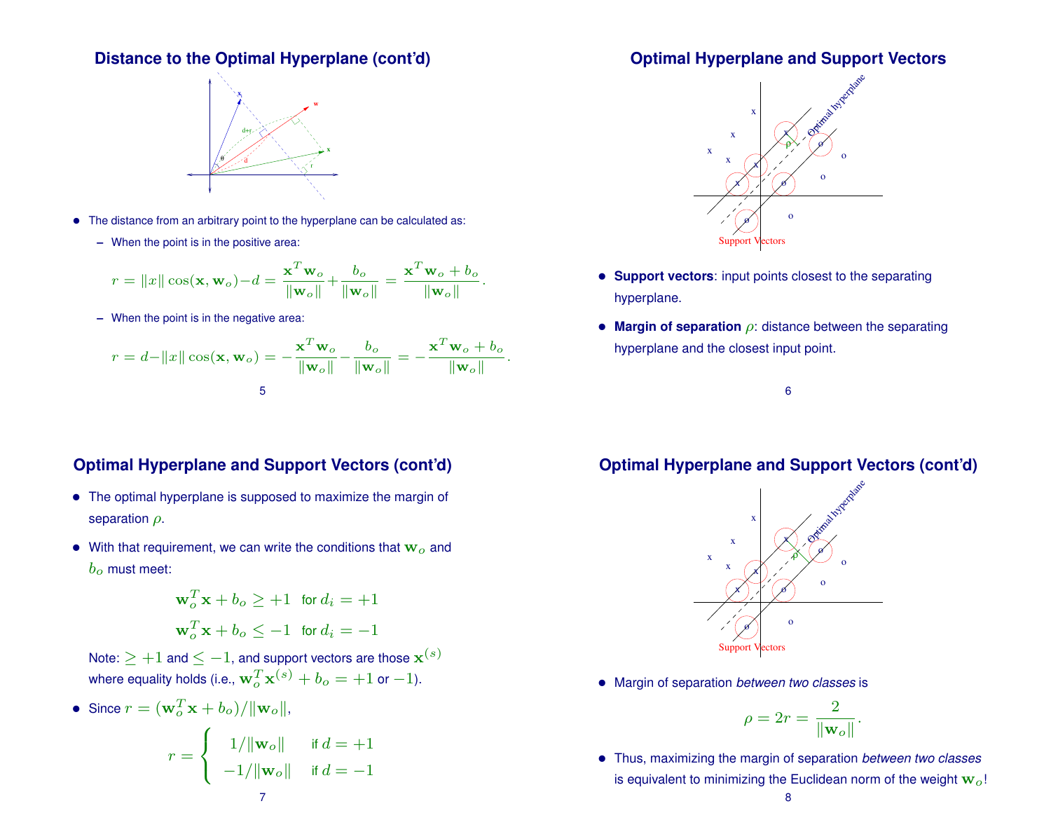## Distance to the Optimal Hyperplane (cont'd)

- The distance from an arbitrary point to the hyperplane can be calculated as:
  - When the point is in the positive area:

$$r = \|x\|\cos(\mathbf{x}, \mathbf{w}_o) - d = \frac{\mathbf{x}^T\mathbf{w}_o}{\|\mathbf{w}_o\|} + \frac{b_o}{\|\mathbf{w}_o\|} = \frac{\mathbf{x}^T\mathbf{w}_o + b_o}{\|\mathbf{w}_o\|}.$$

  - When the point is in the negative area:

$$r = d - \|x\|\cos(\mathbf{x}, \mathbf{w}_o) = -\frac{\mathbf{x}^T\mathbf{w}_o}{\|\mathbf{w}_o\|} - \frac{b_o}{\|\mathbf{w}_o\|} = -\frac{\mathbf{x}^T\mathbf{w}_o + b_o}{\|\mathbf{w}_o\|}.$$

## Optimal Hyperplane and Support Vectors

- **Support vectors**: input points closest to the separating hyperplane.
- **Margin of separation** $\rho$: distance between the separating hyperplane and the closest input point.

## Optimal Hyperplane and Support Vectors (cont'd)

- The optimal hyperplane is supposed to maximize the margin of separation $\rho$.
- With that requirement, we can write the conditions that $\mathbf{w}_o$ and $b_o$ must meet:

$$\mathbf{w}_o^T\mathbf{x} + b_o \geq +1 \quad \text{for } d_i = +1$$

$$\mathbf{w}_o^T\mathbf{x} + b_o \leq -1 \quad \text{for } d_i = -1$$

  Note: $\geq +1$ and $\leq -1$, and support vectors are those $\mathbf{x}^{(s)}$ where equality holds (i.e., $\mathbf{w}_o^T\mathbf{x}^{(s)} + b_o = +1$ or $-1$).

- Since $r = (\mathbf{w}_o^T\mathbf{x} + b_o)/\|\mathbf{w}_o\|$,

$$r = \begin{cases} 1/\|\mathbf{w}_o\| & \text{if } d = +1 \\ -1/\|\mathbf{w}_o\| & \text{if } d = -1 \end{cases}$$

## Optimal Hyperplane and Support Vectors (cont'd)

- Margin of separation *between two classes* is

$$\rho = 2r = \frac{2}{\|\mathbf{w}_o\|}.$$

- Thus, maximizing the margin of separation *between two classes* is equivalent to minimizing the Euclidean norm of the weight $\mathbf{w}_o$!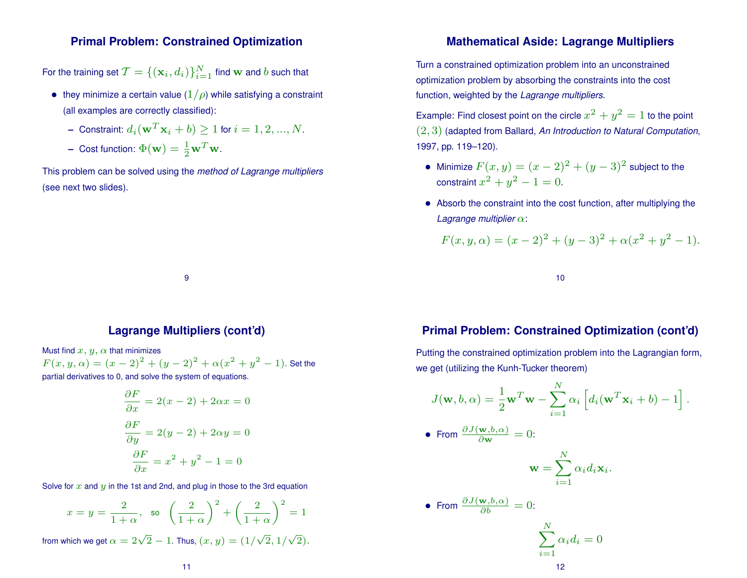## Primal Problem: Constrained Optimization

For the training set $\mathcal{T} = \{(\mathbf{x}_i, d_i)\}_{i=1}^N$ find $\mathbf{w}$ and $b$ such that

- they minimize a certain value ($1/\rho$) while satisfying a constraint (all examples are correctly classified):
  - Constraint: $d_i(\mathbf{w}^T\mathbf{x}_i + b) \geq 1$ for $i = 1, 2, ..., N$.
  - Cost function: $\Phi(\mathbf{w}) = \frac{1}{2}\mathbf{w}^T\mathbf{w}$.

This problem can be solved using the *method of Lagrange multipliers* (see next two slides).

## Mathematical Aside: Lagrange Multipliers

Turn a constrained optimization problem into an unconstrained optimization problem by absorbing the constraints into the cost function, weighted by the *Lagrange multipliers*.

Example: Find closest point on the circle $x^2 + y^2 = 1$ to the point $(2, 3)$ (adapted from Ballard, *An Introduction to Natural Computation*, 1997, pp. 119–120).

- Minimize $F(x, y) = (x-2)^2 + (y-3)^2$ subject to the constraint $x^2 + y^2 - 1 = 0$.
- Absorb the constraint into the cost function, after multiplying the *Lagrange multiplier* $\alpha$:

$$F(x, y, \alpha) = (x-2)^2 + (y-3)^2 + \alpha(x^2 + y^2 - 1).$$

## Lagrange Multipliers (cont'd)

Must find $x$, $y$, $\alpha$ that minimizes $F(x, y, \alpha) = (x-2)^2 + (y-2)^2 + \alpha(x^2 + y^2 - 1)$. Set the partial derivatives to 0, and solve the system of equations.

$$\frac{\partial F}{\partial x} = 2(x-2) + 2\alpha x = 0$$

$$\frac{\partial F}{\partial y} = 2(y-2) + 2\alpha y = 0$$

$$\frac{\partial F}{\partial x} = x^2 + y^2 - 1 = 0$$

Solve for $x$ and $y$ in the 1st and 2nd, and plug in those to the 3rd equation

$$x = y = \frac{2}{1+\alpha}, \quad \text{so} \quad \left(\frac{2}{1+\alpha}\right)^2 + \left(\frac{2}{1+\alpha}\right)^2 = 1$$

from which we get $\alpha = 2\sqrt{2} - 1$. Thus, $(x, y) = (1/\sqrt{2}, 1/\sqrt{2})$.

## Primal Problem: Constrained Optimization (cont'd)

Putting the constrained optimization problem into the Lagrangian form, we get (utilizing the Kunh-Tucker theorem)

$$J(\mathbf{w}, b, \alpha) = \frac{1}{2}\mathbf{w}^T\mathbf{w} - \sum_{i=1}^{N} \alpha_i \left[ d_i(\mathbf{w}^T\mathbf{x}_i + b) - 1 \right].$$

- From $\frac{\partial J(\mathbf{w}, b, \alpha)}{\partial \mathbf{w}} = 0$:

$$\mathbf{w} = \sum_{i=1}^{N} \alpha_i d_i \mathbf{x}_i.$$

- From $\frac{\partial J(\mathbf{w}, b, \alpha)}{\partial b} = 0$:

$$\sum_{i=1}^{N} \alpha_i d_i = 0$$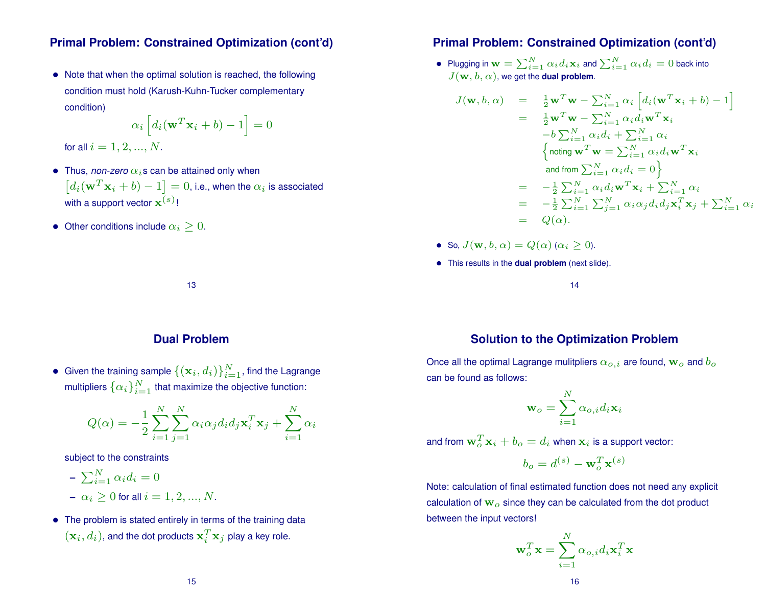## Primal Problem: Constrained Optimization (cont'd)

- Note that when the optimal solution is reached, the following condition must hold (Karush-Kuhn-Tucker complementary condition)

$$\alpha_i \left[ d_i(\mathbf{w}^T \mathbf{x}_i + b) - 1 \right] = 0$$

  for all $i = 1, 2, ..., N$.

- Thus, *non-zero* $\alpha_i$s can be attained only when $\left[ d_i(\mathbf{w}^T \mathbf{x}_i + b) - 1 \right] = 0$, i.e., when the $\alpha_i$ is associated with a support vector $\mathbf{x}^{(s)}$!
- Other conditions include $\alpha_i \geq 0$.

## Primal Problem: Constrained Optimization (cont'd)

- Plugging in $\mathbf{w} = \sum_{i=1}^N \alpha_i d_i \mathbf{x}_i$ and $\sum_{i=1}^N \alpha_i d_i = 0$ back into $J(\mathbf{w}, b, \alpha)$, we get the **dual problem**.

$$\begin{aligned}
J(\mathbf{w}, b, \alpha) &= \frac{1}{2}\mathbf{w}^T\mathbf{w} - \sum_{i=1}^N \alpha_i \left[ d_i(\mathbf{w}^T\mathbf{x}_i + b) - 1 \right] \\
&= \frac{1}{2}\mathbf{w}^T\mathbf{w} - \sum_{i=1}^N \alpha_i d_i \mathbf{w}^T \mathbf{x}_i \\
&\quad - b\sum_{i=1}^N \alpha_i d_i + \sum_{i=1}^N \alpha_i \\
&\quad \Big\{ \text{noting } \mathbf{w}^T\mathbf{w} = \sum_{i=1}^N \alpha_i d_i \mathbf{w}^T \mathbf{x}_i \\
&\quad \text{and from } \sum_{i=1}^N \alpha_i d_i = 0 \Big\} \\
&= -\frac{1}{2}\sum_{i=1}^N \alpha_i d_i \mathbf{w}^T \mathbf{x}_i + \sum_{i=1}^N \alpha_i \\
&= -\frac{1}{2}\sum_{i=1}^N \sum_{j=1}^N \alpha_i \alpha_j d_i d_j \mathbf{x}_i^T \mathbf{x}_j + \sum_{i=1}^N \alpha_i \\
&= Q(\alpha).
\end{aligned}$$

- So, $J(\mathbf{w}, b, \alpha) = Q(\alpha)$ ($\alpha_i \geq 0$).
- This results in the **dual problem** (next slide).

## Dual Problem

- Given the training sample $\{(\mathbf{x}_i, d_i)\}_{i=1}^N$, find the Lagrange multipliers $\{\alpha_i\}_{i=1}^N$ that maximize the objective function:

$$Q(\alpha) = -\frac{1}{2}\sum_{i=1}^N \sum_{j=1}^N \alpha_i \alpha_j d_i d_j \mathbf{x}_i^T \mathbf{x}_j + \sum_{i=1}^N \alpha_i$$

  subject to the constraints

  - $\sum_{i=1}^N \alpha_i d_i = 0$
  - $\alpha_i \geq 0$ for all $i = 1, 2, ..., N$.

- The problem is stated entirely in terms of the training data $(\mathbf{x}_i, d_i)$, and the dot products $\mathbf{x}_i^T \mathbf{x}_j$ play a key role.

## Solution to the Optimization Problem

Once all the optimal Lagrange mulitpliers $\alpha_{o,i}$ are found, $\mathbf{w}_o$ and $b_o$ can be found as follows:

$$\mathbf{w}_o = \sum_{i=1}^N \alpha_{o,i} d_i \mathbf{x}_i$$

and from $\mathbf{w}_o^T \mathbf{x}_i + b_o = d_i$ when $\mathbf{x}_i$ is a support vector:

$$b_o = d^{(s)} - \mathbf{w}_o^T \mathbf{x}^{(s)}$$

Note: calculation of final estimated function does not need any explicit calculation of $\mathbf{w}_o$ since they can be calculated from the dot product between the input vectors!

$$\mathbf{w}_o^T \mathbf{x} = \sum_{i=1}^N \alpha_{o,i} d_i \mathbf{x}_i^T \mathbf{x}$$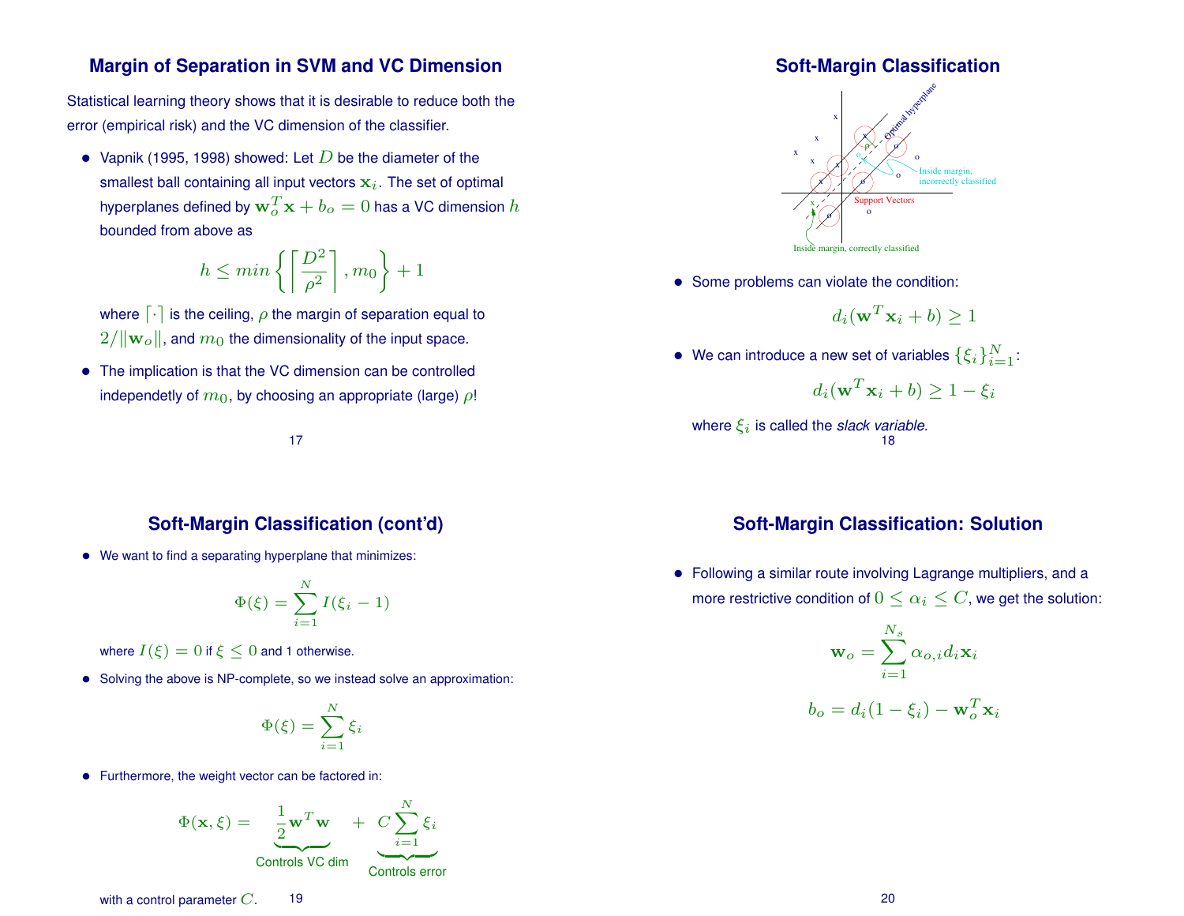## Margin of Separation in SVM and VC Dimension

Statistical learning theory shows that it is desirable to reduce both the error (empirical risk) and the VC dimension of the classifier.

- Vapnik (1995, 1998) showed: Let $D$ be the diameter of the smallest ball containing all input vectors $\mathbf{x}_i$. The set of optimal hyperplanes defined by $\mathbf{w}_o^T\mathbf{x} + b_o = 0$ has a VC dimension $h$ bounded from above as

$$h \leq min\left\{\left\lceil \frac{D^2}{\rho^2} \right\rceil, m_0\right\} + 1$$

  where $\lceil\cdot\rceil$ is the ceiling, $\rho$ the margin of separation equal to $2/\|\mathbf{w}_o\|$, and $m_0$ the dimensionality of the input space.

- The implication is that the VC dimension can be controlled independetly of $m_0$, by choosing an appropriate (large) $\rho$!

## Soft-Margin Classification

Optimal hyperplane

$\rho$

Inside margin, incorrectly classified

Support Vectors

Inside margin, correctly classified

- Some problems can violate the condition:

$$d_i(\mathbf{w}^T\mathbf{x}_i + b) \geq 1$$

- We can introduce a new set of variables $\{\xi_i\}_{i=1}^N$:

$$d_i(\mathbf{w}^T\mathbf{x}_i + b) \geq 1 - \xi_i$$

  where $\xi_i$ is called the *slack variable*.

## Soft-Margin Classification (cont'd)

- We want to find a separating hyperplane that minimizes:

$$\Phi(\xi) = \sum_{i=1}^{N} I(\xi_i - 1)$$

  where $I(\xi) = 0$ if $\xi \leq 0$ and 1 otherwise.

- Solving the above is NP-complete, so we instead solve an approximation:

$$\Phi(\xi) = \sum_{i=1}^{N} \xi_i$$

- Furthermore, the weight vector can be factored in:

$$\Phi(\mathbf{x}, \xi) = \underbrace{\frac{1}{2}\mathbf{w}^T\mathbf{w}}_{\text{Controls VC dim}} + \underbrace{C\sum_{i=1}^{N}\xi_i}_{\text{Controls error}}$$

  with a control parameter $C$.

## Soft-Margin Classification: Solution

- Following a similar route involving Lagrange multipliers, and a more restrictive condition of $0 \leq \alpha_i \leq C$, we get the solution:

$$\mathbf{w}_o = \sum_{i=1}^{N_s} \alpha_{o,i} d_i \mathbf{x}_i$$

$$b_o = d_i(1 - \xi_i) - \mathbf{w}_o^T\mathbf{x}_i$$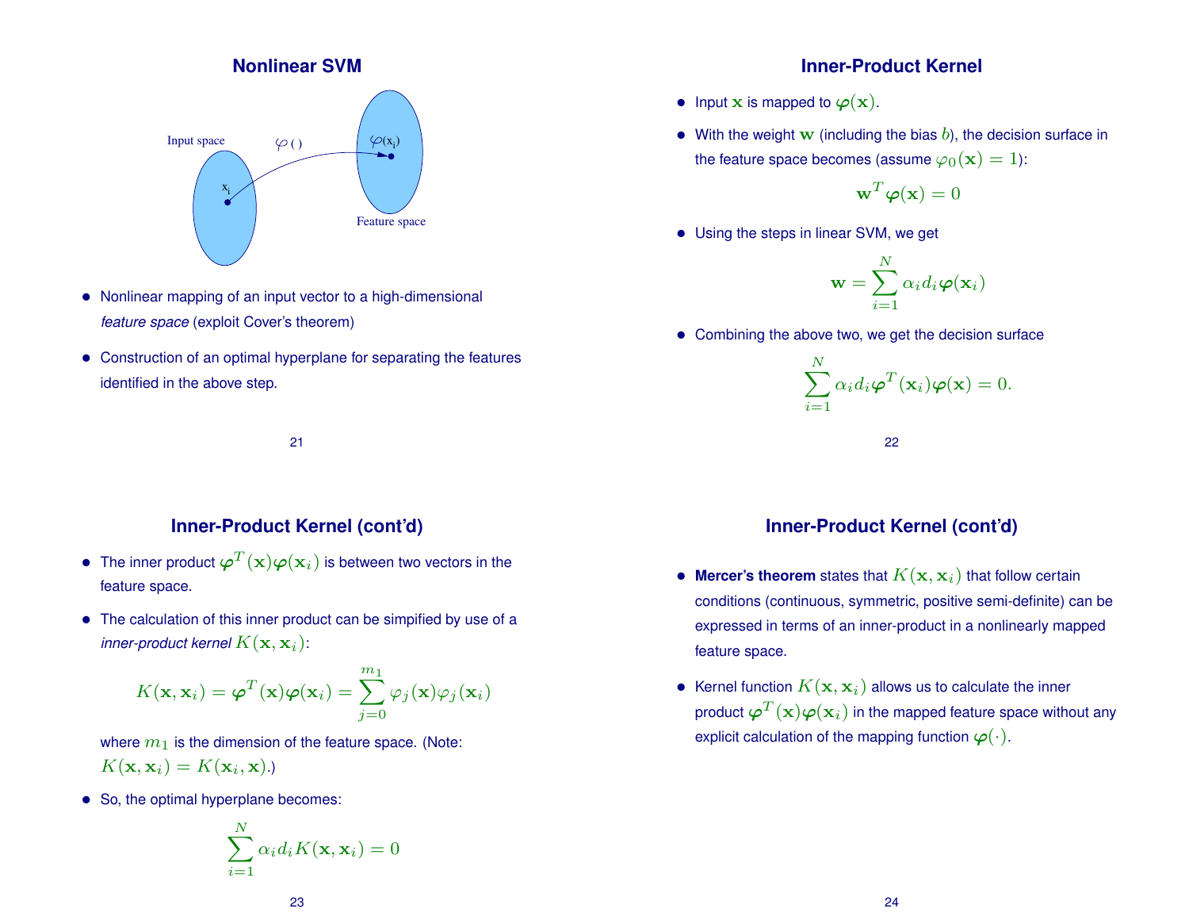## Nonlinear SVM

Input space $\varphi(\,)$ $\varphi(x_i)$ $x_i$ Feature space

- Nonlinear mapping of an input vector to a high-dimensional *feature space* (exploit Cover's theorem)
- Construction of an optimal hyperplane for separating the features identified in the above step.

## Inner-Product Kernel

- Input $\mathbf{x}$ is mapped to $\boldsymbol{\varphi}(\mathbf{x})$.
- With the weight $\mathbf{w}$ (including the bias $b$), the decision surface in the feature space becomes (assume $\varphi_0(\mathbf{x}) = 1$):

$$\mathbf{w}^T \boldsymbol{\varphi}(\mathbf{x}) = 0$$

- Using the steps in linear SVM, we get

$$\mathbf{w} = \sum_{i=1}^{N} \alpha_i d_i \boldsymbol{\varphi}(\mathbf{x}_i)$$

- Combining the above two, we get the decision surface

$$\sum_{i=1}^{N} \alpha_i d_i \boldsymbol{\varphi}^T(\mathbf{x}_i)\boldsymbol{\varphi}(\mathbf{x}) = 0.$$

## Inner-Product Kernel (cont'd)

- The inner product $\boldsymbol{\varphi}^T(\mathbf{x})\boldsymbol{\varphi}(\mathbf{x}_i)$ is between two vectors in the feature space.
- The calculation of this inner product can be simpified by use of a *inner-product kernel* $K(\mathbf{x}, \mathbf{x}_i)$:

$$K(\mathbf{x}, \mathbf{x}_i) = \boldsymbol{\varphi}^T(\mathbf{x})\boldsymbol{\varphi}(\mathbf{x}_i) = \sum_{j=0}^{m_1} \varphi_j(\mathbf{x})\varphi_j(\mathbf{x}_i)$$

where $m_1$ is the dimension of the feature space. (Note: $K(\mathbf{x}, \mathbf{x}_i) = K(\mathbf{x}_i, \mathbf{x})$.)

- So, the optimal hyperplane becomes:

$$\sum_{i=1}^{N} \alpha_i d_i K(\mathbf{x}, \mathbf{x}_i) = 0$$

## Inner-Product Kernel (cont'd)

- **Mercer's theorem** states that $K(\mathbf{x}, \mathbf{x}_i)$ that follow certain conditions (continuous, symmetric, positive semi-definite) can be expressed in terms of an inner-product in a nonlinearly mapped feature space.
- Kernel function $K(\mathbf{x}, \mathbf{x}_i)$ allows us to calculate the inner product $\boldsymbol{\varphi}^T(\mathbf{x})\boldsymbol{\varphi}(\mathbf{x}_i)$ in the mapped feature space without any explicit calculation of the mapping function $\boldsymbol{\varphi}(\cdot)$.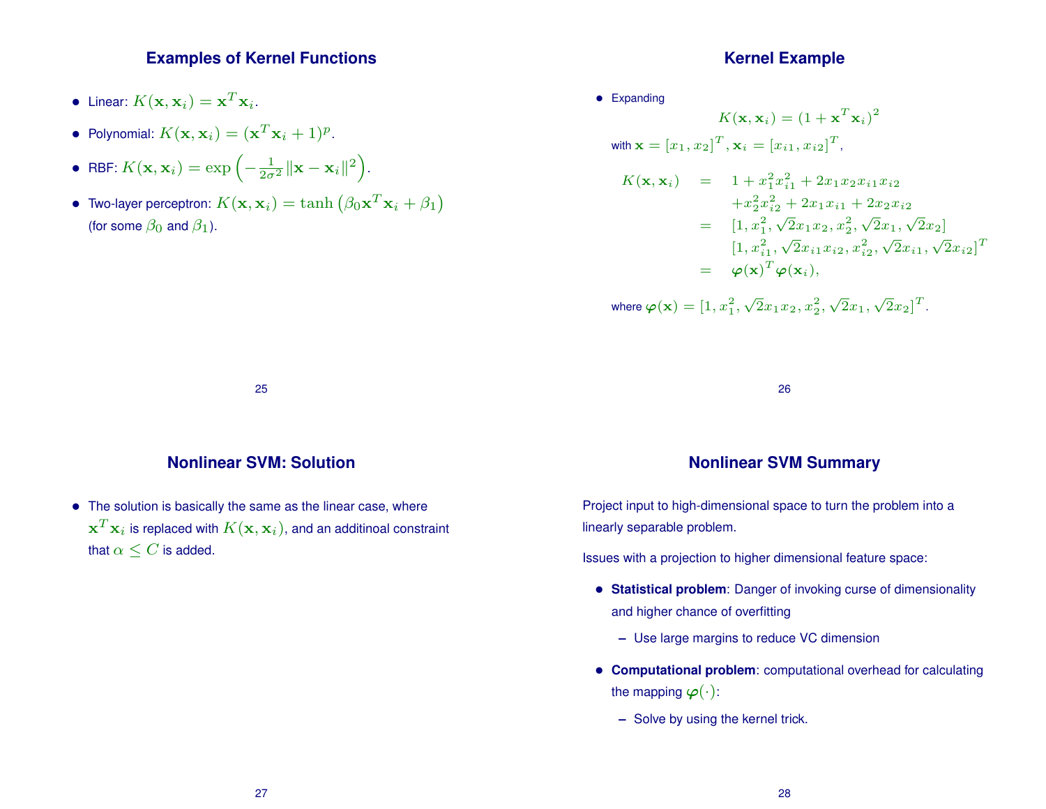## Examples of Kernel Functions

- Linear: $K(\mathbf{x}, \mathbf{x}_i) = \mathbf{x}^T \mathbf{x}_i$.
- Polynomial: $K(\mathbf{x}, \mathbf{x}_i) = (\mathbf{x}^T \mathbf{x}_i + 1)^p$.
- RBF: $K(\mathbf{x}, \mathbf{x}_i) = \exp\left(-\frac{1}{2\sigma^2}\|\mathbf{x} - \mathbf{x}_i\|^2\right)$.
- Two-layer perceptron: $K(\mathbf{x}, \mathbf{x}_i) = \tanh\left(\beta_0 \mathbf{x}^T \mathbf{x}_i + \beta_1\right)$ (for some $\beta_0$ and $\beta_1$).

## Kernel Example

- Expanding

$$K(\mathbf{x}, \mathbf{x}_i) = (1 + \mathbf{x}^T \mathbf{x}_i)^2$$

with $\mathbf{x} = [x_1, x_2]^T, \mathbf{x}_i = [x_{i1}, x_{i2}]^T$,

$$
\begin{aligned}
K(\mathbf{x}, \mathbf{x}_i) &= 1 + x_1^2 x_{i1}^2 + 2x_1 x_2 x_{i1} x_{i2} \\
&\quad + x_2^2 x_{i2}^2 + 2x_1 x_{i1} + 2x_2 x_{i2} \\
&= [1, x_1^2, \sqrt{2}x_1 x_2, x_2^2, \sqrt{2}x_1, \sqrt{2}x_2] \\
&\quad [1, x_{i1}^2, \sqrt{2}x_{i1} x_{i2}, x_{i2}^2, \sqrt{2}x_{i1}, \sqrt{2}x_{i2}]^T \\
&= \boldsymbol{\varphi}(\mathbf{x})^T \boldsymbol{\varphi}(\mathbf{x}_i),
\end{aligned}
$$

where $\boldsymbol{\varphi}(\mathbf{x}) = [1, x_1^2, \sqrt{2}x_1 x_2, x_2^2, \sqrt{2}x_1, \sqrt{2}x_2]^T$.

## Nonlinear SVM: Solution

- The solution is basically the same as the linear case, where $\mathbf{x}^T \mathbf{x}_i$ is replaced with $K(\mathbf{x}, \mathbf{x}_i)$, and an additinoal constraint that $\alpha \leq C$ is added.

## Nonlinear SVM Summary

Project input to high-dimensional space to turn the problem into a linearly separable problem.

Issues with a projection to higher dimensional feature space:

- **Statistical problem**: Danger of invoking curse of dimensionality and higher chance of overfitting
  - Use large margins to reduce VC dimension
- **Computational problem**: computational overhead for calculating the mapping $\boldsymbol{\varphi}(\cdot)$:
  - Solve by using the kernel trick.